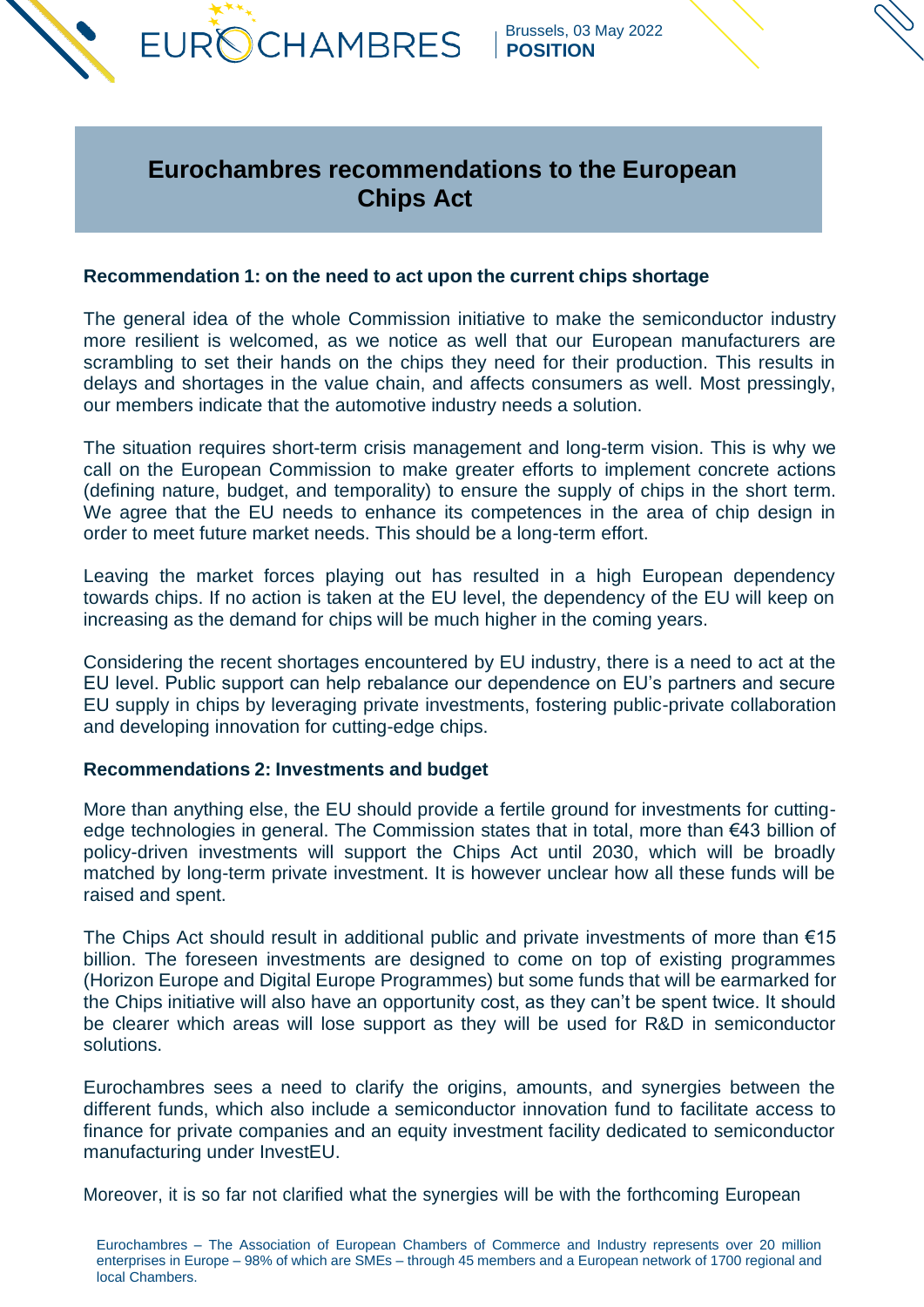Brussels, 03 May 2022
**POSITION**

# Eurochambres recommendations to the European Chips Act

**Recommendation 1: on the need to act upon the current chips shortage**

The general idea of the whole Commission initiative to make the semiconductor industry more resilient is welcomed, as we notice as well that our European manufacturers are scrambling to set their hands on the chips they need for their production. This results in delays and shortages in the value chain, and affects consumers as well. Most pressingly, our members indicate that the automotive industry needs a solution.

The situation requires short-term crisis management and long-term vision. This is why we call on the European Commission to make greater efforts to implement concrete actions (defining nature, budget, and temporality) to ensure the supply of chips in the short term. We agree that the EU needs to enhance its competences in the area of chip design in order to meet future market needs. This should be a long-term effort.

Leaving the market forces playing out has resulted in a high European dependency towards chips. If no action is taken at the EU level, the dependency of the EU will keep on increasing as the demand for chips will be much higher in the coming years.

Considering the recent shortages encountered by EU industry, there is a need to act at the EU level. Public support can help rebalance our dependence on EU's partners and secure EU supply in chips by leveraging private investments, fostering public-private collaboration and developing innovation for cutting-edge chips.

**Recommendations 2: Investments and budget**

More than anything else, the EU should provide a fertile ground for investments for cutting-edge technologies in general. The Commission states that in total, more than €43 billion of policy-driven investments will support the Chips Act until 2030, which will be broadly matched by long-term private investment. It is however unclear how all these funds will be raised and spent.

The Chips Act should result in additional public and private investments of more than €15 billion. The foreseen investments are designed to come on top of existing programmes (Horizon Europe and Digital Europe Programmes) but some funds that will be earmarked for the Chips initiative will also have an opportunity cost, as they can't be spent twice. It should be clearer which areas will lose support as they will be used for R&D in semiconductor solutions.

Eurochambres sees a need to clarify the origins, amounts, and synergies between the different funds, which also include a semiconductor innovation fund to facilitate access to finance for private companies and an equity investment facility dedicated to semiconductor manufacturing under InvestEU.

Moreover, it is so far not clarified what the synergies will be with the forthcoming European

Eurochambres – The Association of European Chambers of Commerce and Industry represents over 20 million enterprises in Europe – 98% of which are SMEs – through 45 members and a European network of 1700 regional and local Chambers.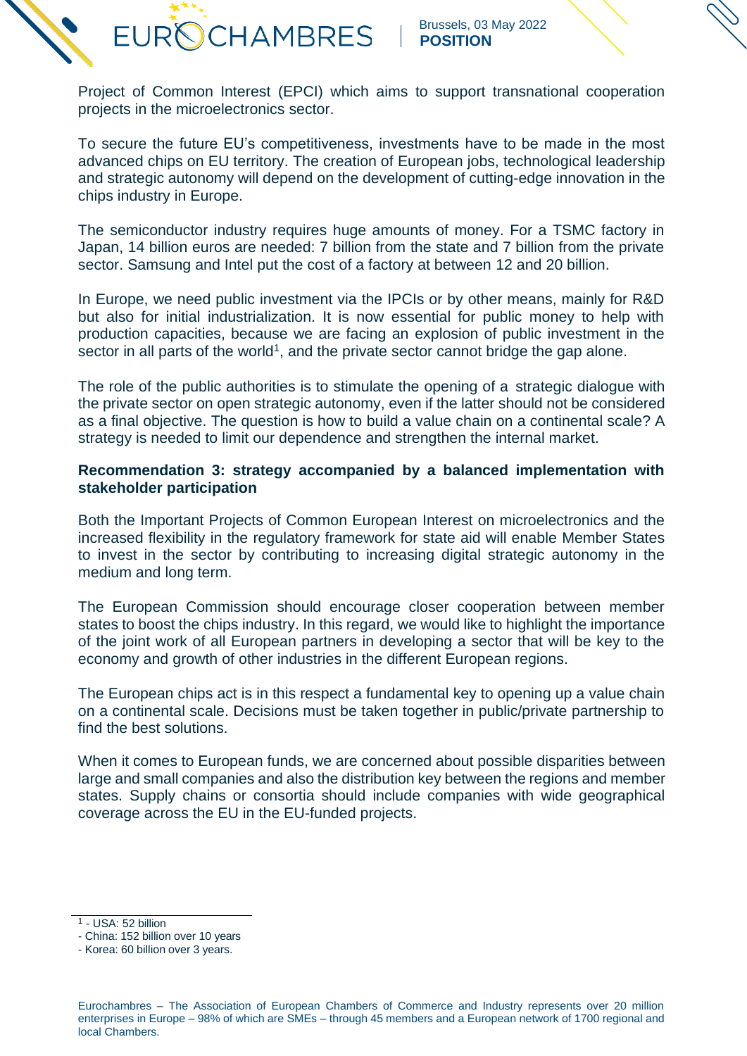Project of Common Interest (EPCI) which aims to support transnational cooperation projects in the microelectronics sector.

To secure the future EU's competitiveness, investments have to be made in the most advanced chips on EU territory. The creation of European jobs, technological leadership and strategic autonomy will depend on the development of cutting-edge innovation in the chips industry in Europe.

The semiconductor industry requires huge amounts of money. For a TSMC factory in Japan, 14 billion euros are needed: 7 billion from the state and 7 billion from the private sector. Samsung and Intel put the cost of a factory at between 12 and 20 billion.

In Europe, we need public investment via the IPCIs or by other means, mainly for R&D but also for initial industrialization. It is now essential for public money to help with production capacities, because we are facing an explosion of public investment in the sector in all parts of the world[1], and the private sector cannot bridge the gap alone.

The role of the public authorities is to stimulate the opening of a strategic dialogue with the private sector on open strategic autonomy, even if the latter should not be considered as a final objective. The question is how to build a value chain on a continental scale? A strategy is needed to limit our dependence and strengthen the internal market.

**Recommendation 3: strategy accompanied by a balanced implementation with stakeholder participation**

Both the Important Projects of Common European Interest on microelectronics and the increased flexibility in the regulatory framework for state aid will enable Member States to invest in the sector by contributing to increasing digital strategic autonomy in the medium and long term.

The European Commission should encourage closer cooperation between member states to boost the chips industry. In this regard, we would like to highlight the importance of the joint work of all European partners in developing a sector that will be key to the economy and growth of other industries in the different European regions.

The European chips act is in this respect a fundamental key to opening up a value chain on a continental scale. Decisions must be taken together in public/private partnership to find the best solutions.

When it comes to European funds, we are concerned about possible disparities between large and small companies and also the distribution key between the regions and member states. Supply chains or consortia should include companies with wide geographical coverage across the EU in the EU-funded projects.

---

[1] - USA: 52 billion
- China: 152 billion over 10 years
- Korea: 60 billion over 3 years.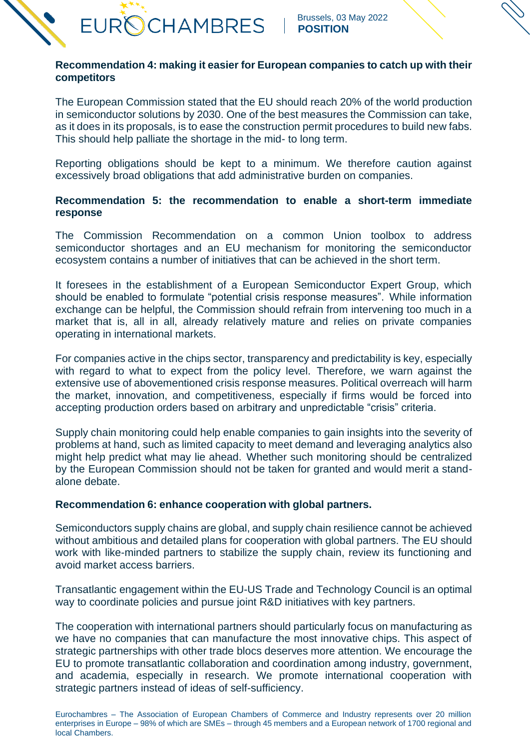**Recommendation 4: making it easier for European companies to catch up with their competitors**

The European Commission stated that the EU should reach 20% of the world production in semiconductor solutions by 2030. One of the best measures the Commission can take, as it does in its proposals, is to ease the construction permit procedures to build new fabs. This should help palliate the shortage in the mid- to long term.

Reporting obligations should be kept to a minimum. We therefore caution against excessively broad obligations that add administrative burden on companies.

**Recommendation 5: the recommendation to enable a short-term immediate response**

The Commission Recommendation on a common Union toolbox to address semiconductor shortages and an EU mechanism for monitoring the semiconductor ecosystem contains a number of initiatives that can be achieved in the short term.

It foresees in the establishment of a European Semiconductor Expert Group, which should be enabled to formulate "potential crisis response measures". While information exchange can be helpful, the Commission should refrain from intervening too much in a market that is, all in all, already relatively mature and relies on private companies operating in international markets.

For companies active in the chips sector, transparency and predictability is key, especially with regard to what to expect from the policy level. Therefore, we warn against the extensive use of abovementioned crisis response measures. Political overreach will harm the market, innovation, and competitiveness, especially if firms would be forced into accepting production orders based on arbitrary and unpredictable "crisis" criteria.

Supply chain monitoring could help enable companies to gain insights into the severity of problems at hand, such as limited capacity to meet demand and leveraging analytics also might help predict what may lie ahead. Whether such monitoring should be centralized by the European Commission should not be taken for granted and would merit a stand-alone debate.

**Recommendation 6: enhance cooperation with global partners.**

Semiconductors supply chains are global, and supply chain resilience cannot be achieved without ambitious and detailed plans for cooperation with global partners. The EU should work with like-minded partners to stabilize the supply chain, review its functioning and avoid market access barriers.

Transatlantic engagement within the EU-US Trade and Technology Council is an optimal way to coordinate policies and pursue joint R&D initiatives with key partners.

The cooperation with international partners should particularly focus on manufacturing as we have no companies that can manufacture the most innovative chips. This aspect of strategic partnerships with other trade blocs deserves more attention. We encourage the EU to promote transatlantic collaboration and coordination among industry, government, and academia, especially in research. We promote international cooperation with strategic partners instead of ideas of self-sufficiency.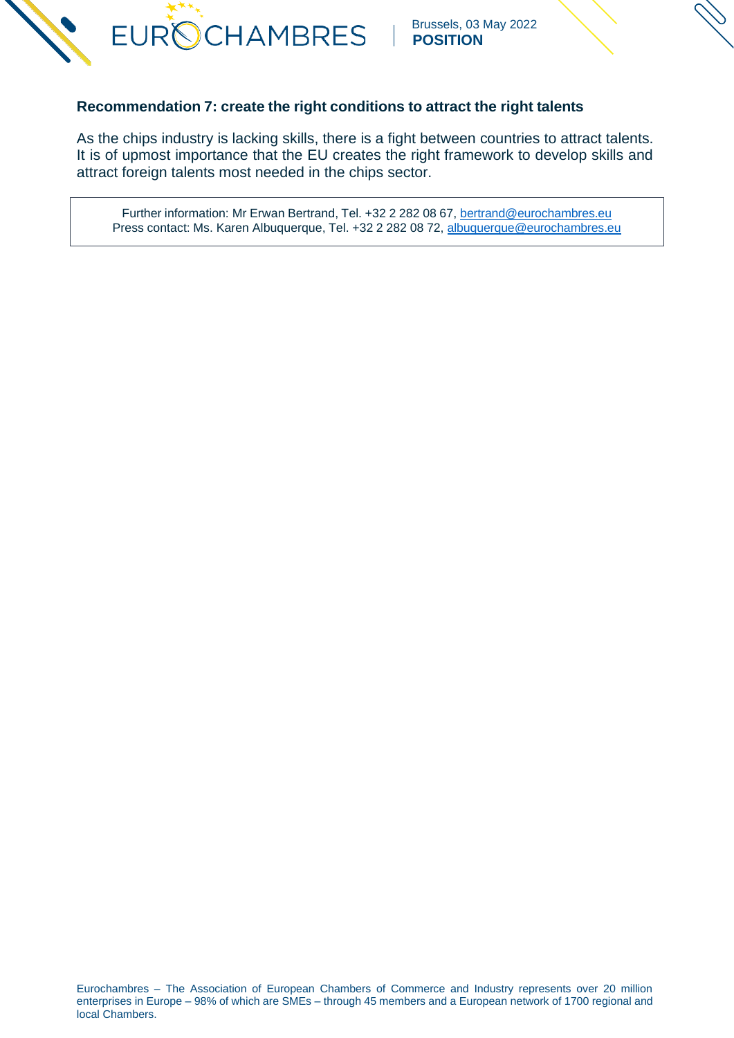**Recommendation 7: create the right conditions to attract the right talents**

As the chips industry is lacking skills, there is a fight between countries to attract talents. It is of upmost importance that the EU creates the right framework to develop skills and attract foreign talents most needed in the chips sector.

Further information: Mr Erwan Bertrand, Tel. +32 2 282 08 67, bertrand@eurochambres.eu
Press contact: Ms. Karen Albuquerque, Tel. +32 2 282 08 72, albuquerque@eurochambres.eu